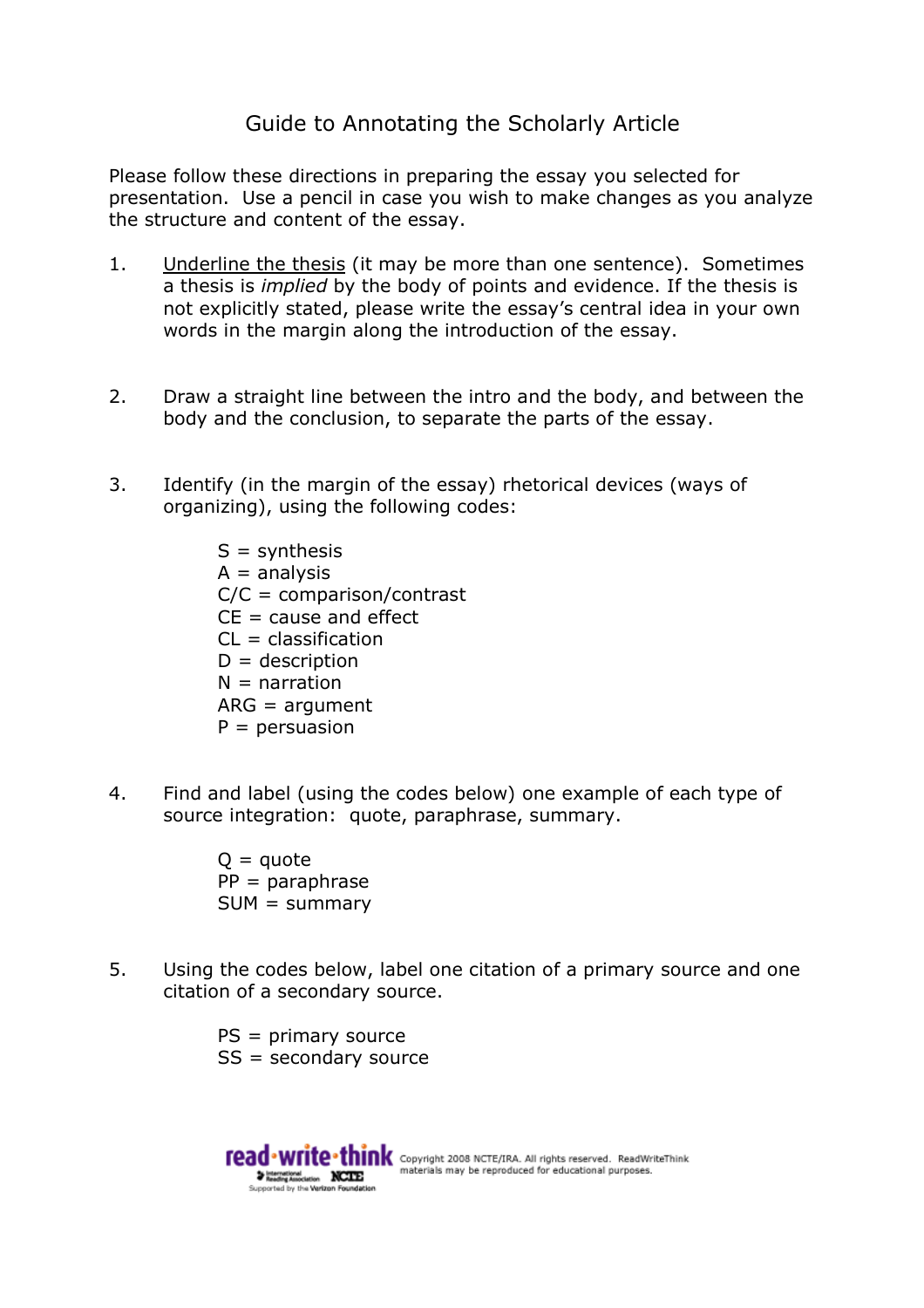# Guide to Annotating the Scholarly Article

Please follow these directions in preparing the essay you selected for presentation. Use a pencil in case you wish to make changes as you analyze the structure and content of the essay.

1. <u>Underline the thesis</u> (it may be more than one sentence). Sometimes a thesis is *implied* by the body of points and evidence. If the thesis is not explicitly stated, please write the essay's central idea in your own words in the margin along the introduction of the essay.

2. Draw a straight line between the intro and the body, and between the body and the conclusion, to separate the parts of the essay.

3. Identify (in the margin of the essay) rhetorical devices (ways of organizing), using the following codes:

   S = synthesis
   A = analysis
   C/C = comparison/contrast
   CE = cause and effect
   CL = classification
   D = description
   N = narration
   ARG = argument
   P = persuasion

4. Find and label (using the codes below) one example of each type of source integration: quote, paraphrase, summary.

   Q = quote
   PP = paraphrase
   SUM = summary

5. Using the codes below, label one citation of a primary source and one citation of a secondary source.

   PS = primary source
   SS = secondary source

read·write·think — International Reading Association, NCTE. Supported by the Verizon Foundation. Copyright 2008 NCTE/IRA. All rights reserved. ReadWriteThink materials may be reproduced for educational purposes.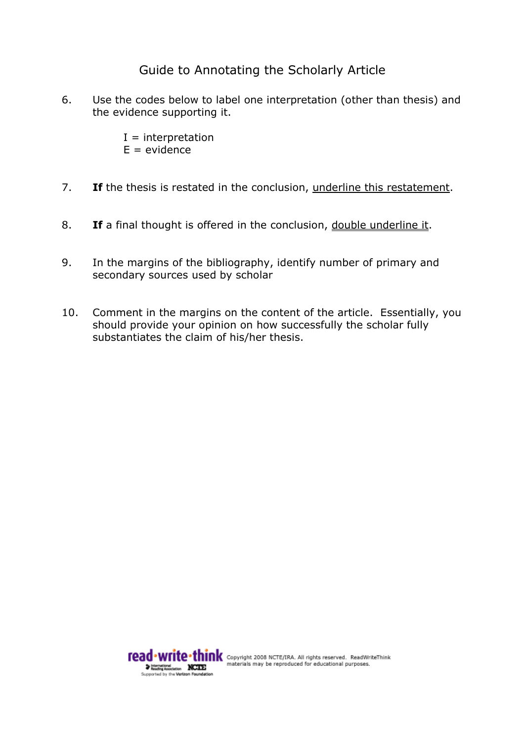# Guide to Annotating the Scholarly Article

6. Use the codes below to label one interpretation (other than thesis) and the evidence supporting it.

   I = interpretation
   E = evidence

7. **If** the thesis is restated in the conclusion, <u>underline this restatement</u>.

8. **If** a final thought is offered in the conclusion, <u>double underline it</u>.

9. In the margins of the bibliography, identify number of primary and secondary sources used by scholar

10. Comment in the margins on the content of the article. Essentially, you should provide your opinion on how successfully the scholar fully substantiates the claim of his/her thesis.

Copyright 2008 NCTE/IRA. All rights reserved. ReadWriteThink materials may be reproduced for educational purposes.